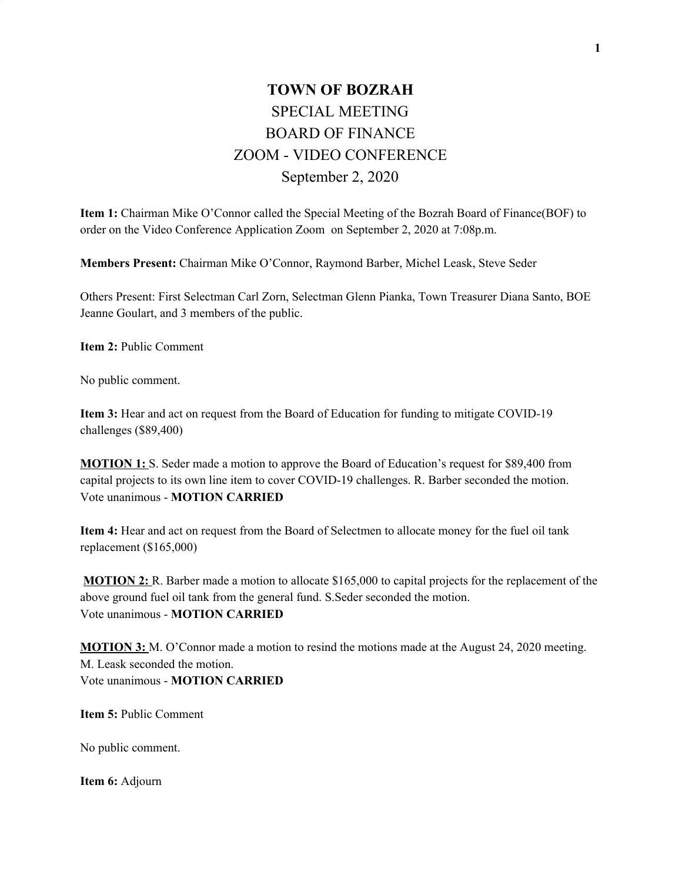# TOWN OF BOZRAH

## SPECIAL MEETING
## BOARD OF FINANCE
## ZOOM - VIDEO CONFERENCE
## September 2, 2020

**Item 1:** Chairman Mike O'Connor called the Special Meeting of the Bozrah Board of Finance(BOF) to order on the Video Conference Application Zoom on September 2, 2020 at 7:08p.m.

**Members Present:** Chairman Mike O'Connor, Raymond Barber, Michel Leask, Steve Seder

Others Present: First Selectman Carl Zorn, Selectman Glenn Pianka, Town Treasurer Diana Santo, BOE Jeanne Goulart, and 3 members of the public.

**Item 2:** Public Comment

No public comment.

**Item 3:** Hear and act on request from the Board of Education for funding to mitigate COVID-19 challenges ($89,400)

**MOTION 1:** S. Seder made a motion to approve the Board of Education's request for $89,400 from capital projects to its own line item to cover COVID-19 challenges. R. Barber seconded the motion.
Vote unanimous - **MOTION CARRIED**

**Item 4:** Hear and act on request from the Board of Selectmen to allocate money for the fuel oil tank replacement ($165,000)

**MOTION 2:** R. Barber made a motion to allocate $165,000 to capital projects for the replacement of the above ground fuel oil tank from the general fund. S.Seder seconded the motion.
Vote unanimous - **MOTION CARRIED**

**MOTION 3:** M. O'Connor made a motion to resind the motions made at the August 24, 2020 meeting. M. Leask seconded the motion.
Vote unanimous - **MOTION CARRIED**

**Item 5:** Public Comment

No public comment.

**Item 6:** Adjourn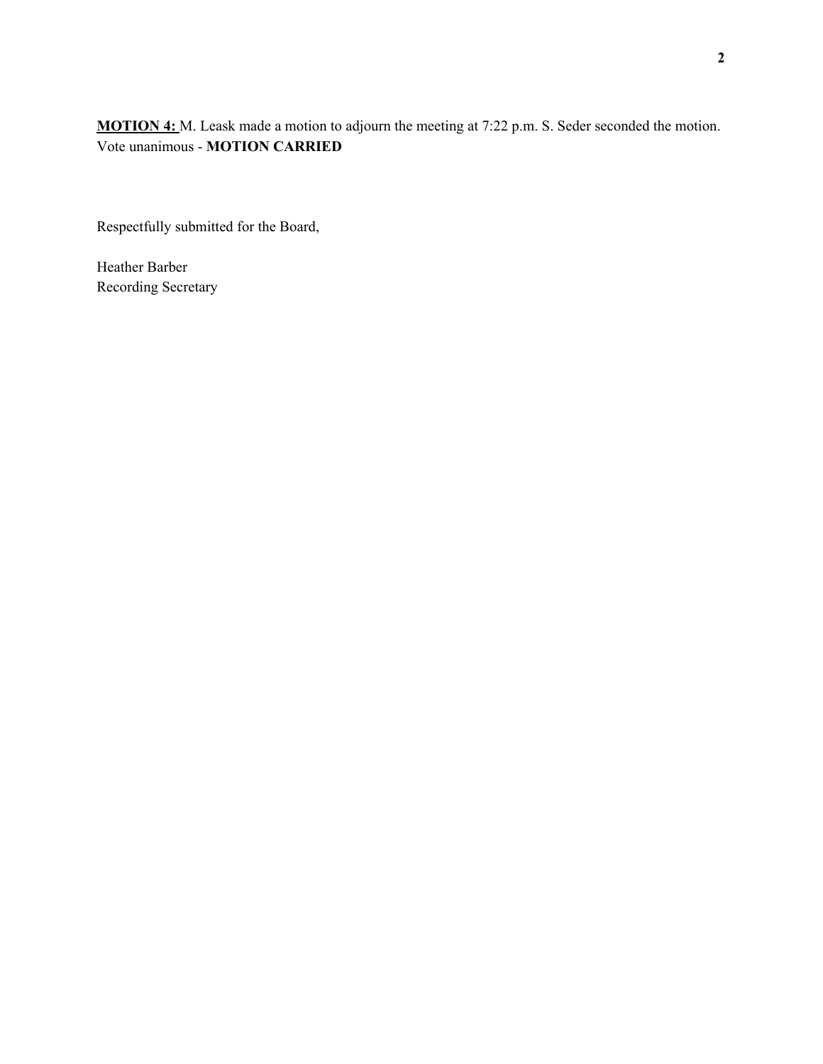**MOTION 4:** M. Leask made a motion to adjourn the meeting at 7:22 p.m. S. Seder seconded the motion. Vote unanimous - **MOTION CARRIED**

Respectfully submitted for the Board,

Heather Barber
Recording Secretary